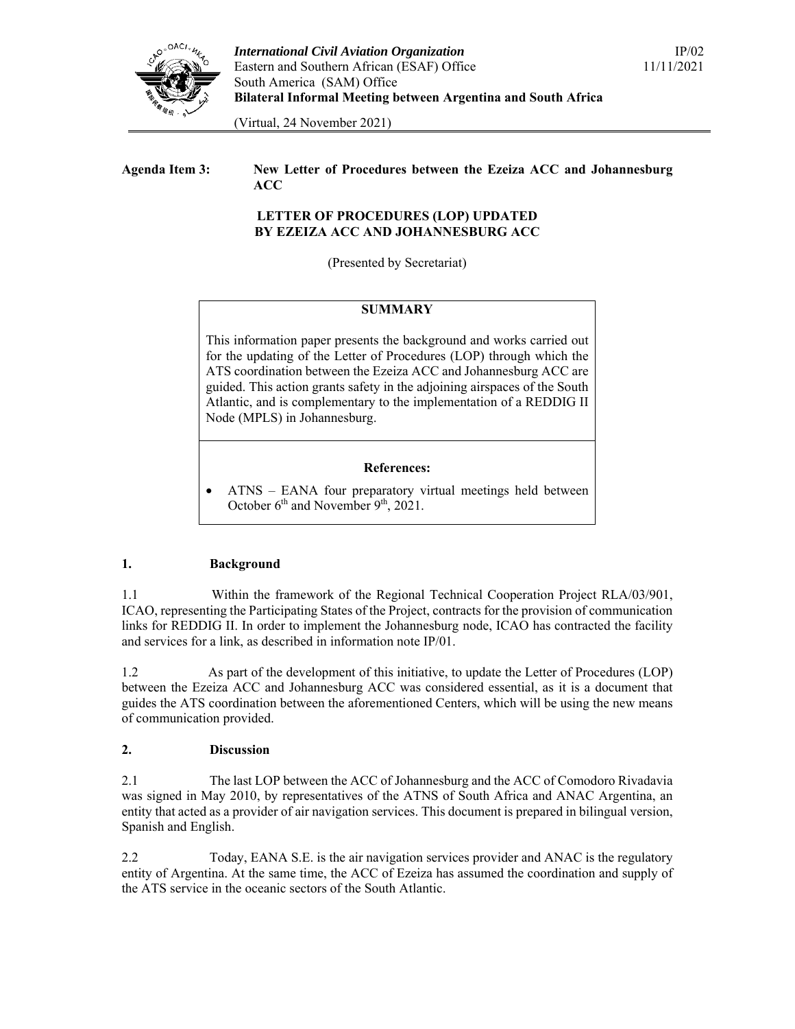***International Civil Aviation Organization*** IP/02
Eastern and Southern African (ESAF) Office 11/11/2021
South America (SAM) Office
**Bilateral Informal Meeting between Argentina and South Africa**

(Virtual, 24 November 2021)

**Agenda Item 3: New Letter of Procedures between the Ezeiza ACC and Johannesburg ACC**

**LETTER OF PROCEDURES (LOP) UPDATED BY EZEIZA ACC AND JOHANNESBURG ACC**

(Presented by Secretariat)

| **SUMMARY** |
|---|
| This information paper presents the background and works carried out for the updating of the Letter of Procedures (LOP) through which the ATS coordination between the Ezeiza ACC and Johannesburg ACC are guided. This action grants safety in the adjoining airspaces of the South Atlantic, and is complementary to the implementation of a REDDIG II Node (MPLS) in Johannesburg. |
| **References:** |
| • ATNS – EANA four preparatory virtual meetings held between October 6th and November 9th, 2021. |

## 1. Background

1.1 Within the framework of the Regional Technical Cooperation Project RLA/03/901, ICAO, representing the Participating States of the Project, contracts for the provision of communication links for REDDIG II. In order to implement the Johannesburg node, ICAO has contracted the facility and services for a link, as described in information note IP/01.

1.2 As part of the development of this initiative, to update the Letter of Procedures (LOP) between the Ezeiza ACC and Johannesburg ACC was considered essential, as it is a document that guides the ATS coordination between the aforementioned Centers, which will be using the new means of communication provided.

## 2. Discussion

2.1 The last LOP between the ACC of Johannesburg and the ACC of Comodoro Rivadavia was signed in May 2010, by representatives of the ATNS of South Africa and ANAC Argentina, an entity that acted as a provider of air navigation services. This document is prepared in bilingual version, Spanish and English.

2.2 Today, EANA S.E. is the air navigation services provider and ANAC is the regulatory entity of Argentina. At the same time, the ACC of Ezeiza has assumed the coordination and supply of the ATS service in the oceanic sectors of the South Atlantic.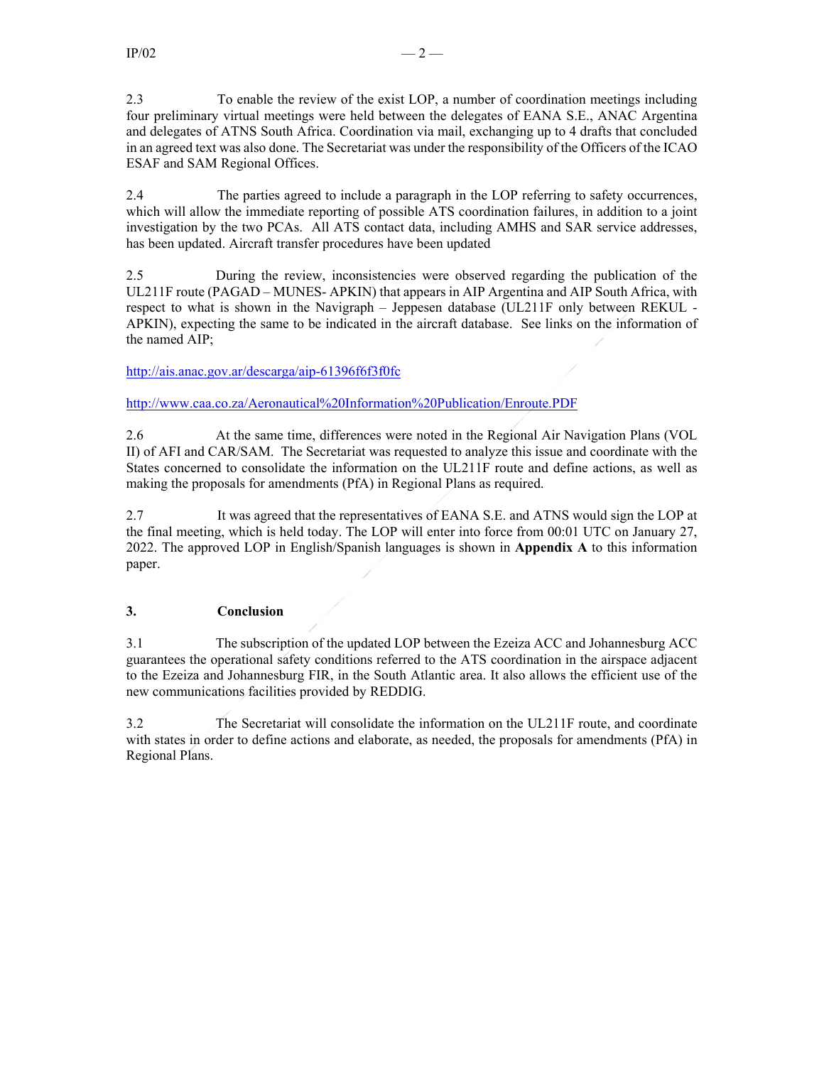2.3 To enable the review of the exist LOP, a number of coordination meetings including four preliminary virtual meetings were held between the delegates of EANA S.E., ANAC Argentina and delegates of ATNS South Africa. Coordination via mail, exchanging up to 4 drafts that concluded in an agreed text was also done. The Secretariat was under the responsibility of the Officers of the ICAO ESAF and SAM Regional Offices.

2.4 The parties agreed to include a paragraph in the LOP referring to safety occurrences, which will allow the immediate reporting of possible ATS coordination failures, in addition to a joint investigation by the two PCAs. All ATS contact data, including AMHS and SAR service addresses, has been updated. Aircraft transfer procedures have been updated

2.5 During the review, inconsistencies were observed regarding the publication of the UL211F route (PAGAD – MUNES- APKIN) that appears in AIP Argentina and AIP South Africa, with respect to what is shown in the Navigraph – Jeppesen database (UL211F only between REKUL - APKIN), expecting the same to be indicated in the aircraft database. See links on the information of the named AIP;

http://ais.anac.gov.ar/descarga/aip-61396f6f3f0fc

http://www.caa.co.za/Aeronautical%20Information%20Publication/Enroute.PDF

2.6 At the same time, differences were noted in the Regional Air Navigation Plans (VOL II) of AFI and CAR/SAM. The Secretariat was requested to analyze this issue and coordinate with the States concerned to consolidate the information on the UL211F route and define actions, as well as making the proposals for amendments (PfA) in Regional Plans as required.

2.7 It was agreed that the representatives of EANA S.E. and ATNS would sign the LOP at the final meeting, which is held today. The LOP will enter into force from 00:01 UTC on January 27, 2022. The approved LOP in English/Spanish languages is shown in **Appendix A** to this information paper.

## 3. Conclusion

3.1 The subscription of the updated LOP between the Ezeiza ACC and Johannesburg ACC guarantees the operational safety conditions referred to the ATS coordination in the airspace adjacent to the Ezeiza and Johannesburg FIR, in the South Atlantic area. It also allows the efficient use of the new communications facilities provided by REDDIG.

3.2 The Secretariat will consolidate the information on the UL211F route, and coordinate with states in order to define actions and elaborate, as needed, the proposals for amendments (PfA) in Regional Plans.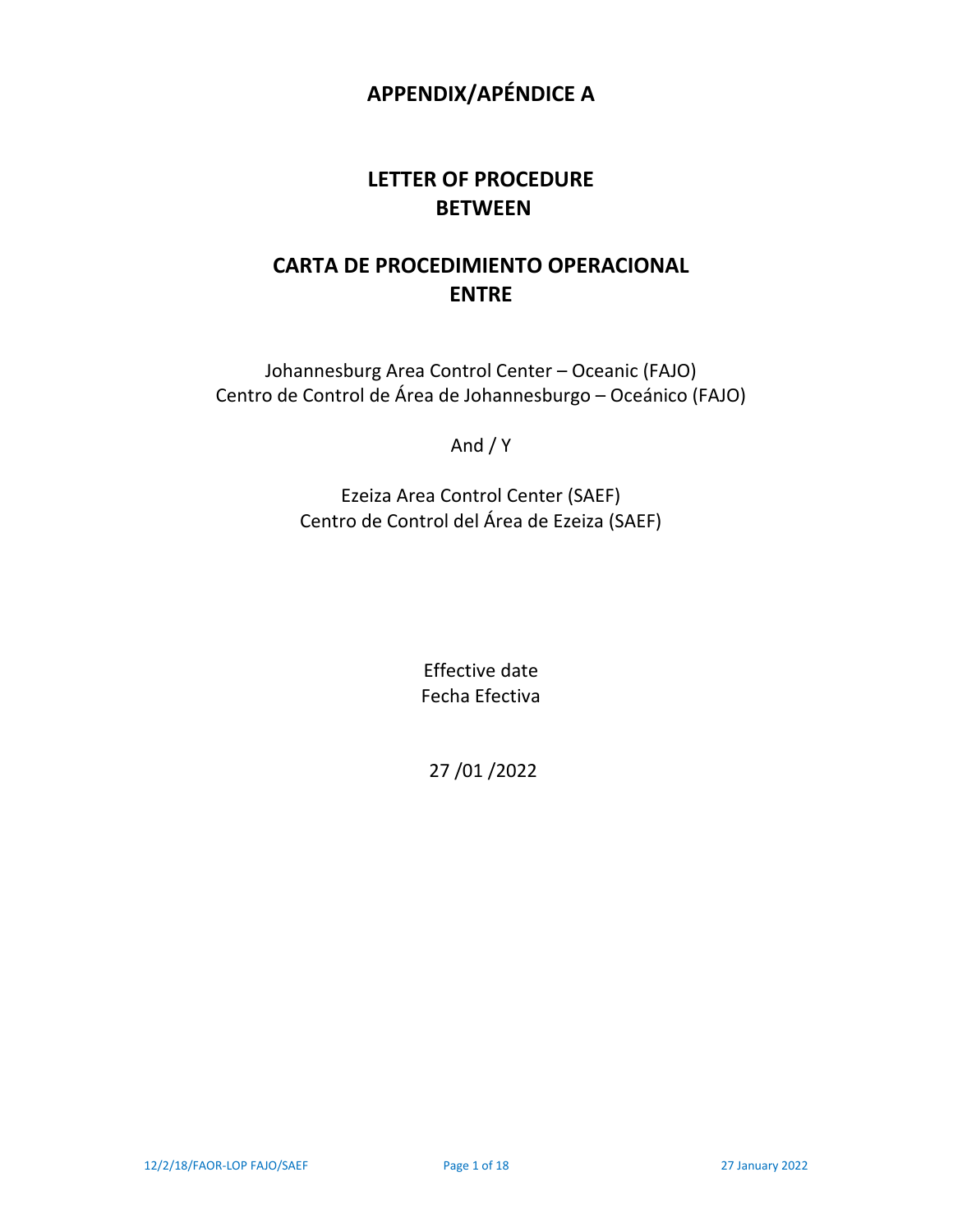# APPENDIX/APÉNDICE A

## LETTER OF PROCEDURE BETWEEN

## CARTA DE PROCEDIMIENTO OPERACIONAL ENTRE

Johannesburg Area Control Center – Oceanic (FAJO)
Centro de Control de Área de Johannesburgo – Oceánico (FAJO)

And / Y

Ezeiza Area Control Center (SAEF)
Centro de Control del Área de Ezeiza (SAEF)

Effective date
Fecha Efectiva

27 /01 /2022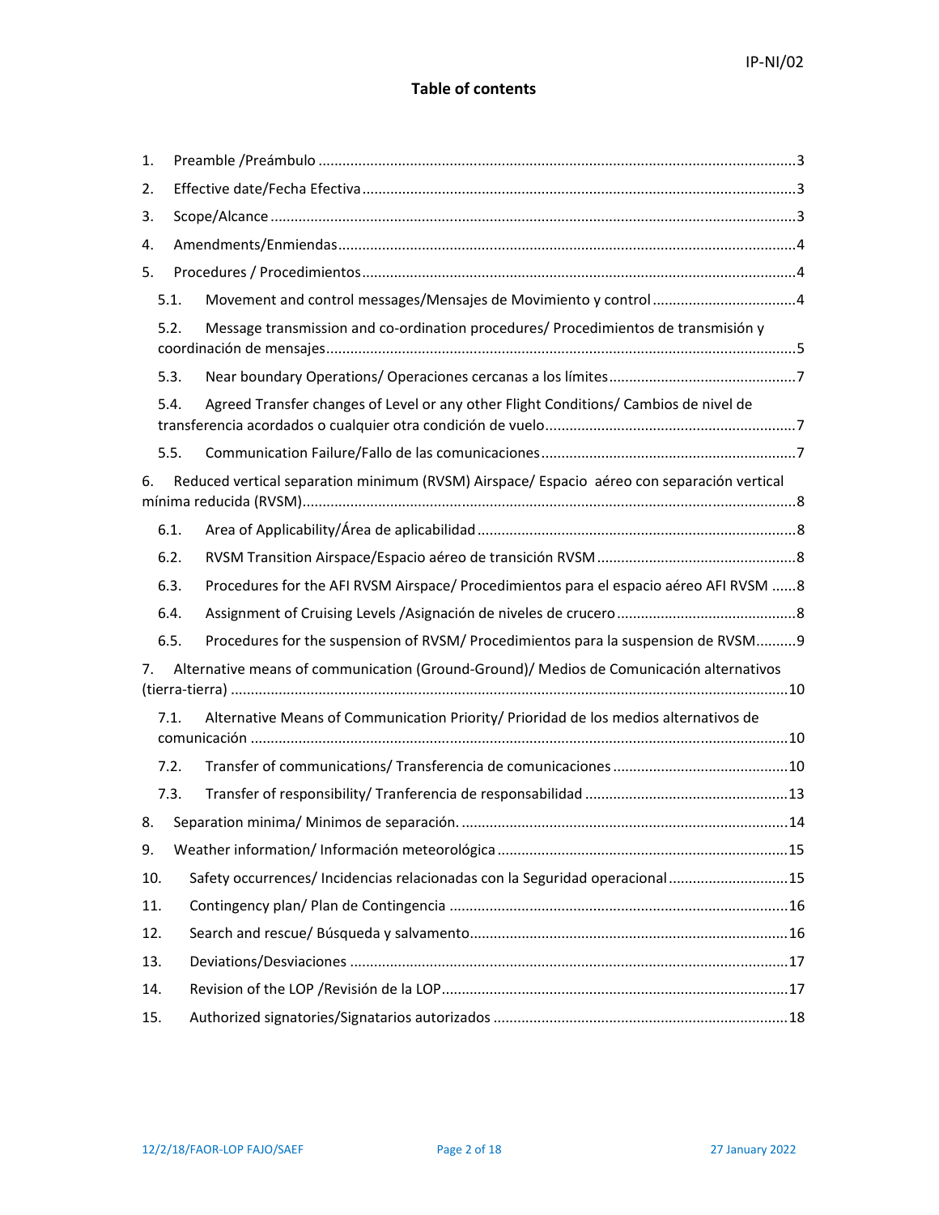## Table of contents

1. Preamble /Preámbulo ... 3
2. Effective date/Fecha Efectiva ... 3
3. Scope/Alcance ... 3
4. Amendments/Enmiendas ... 4
5. Procedures / Procedimientos ... 4
   - 5.1. Movement and control messages/Mensajes de Movimiento y control ... 4
   - 5.2. Message transmission and co-ordination procedures/ Procedimientos de transmisión y coordinación de mensajes ... 5
   - 5.3. Near boundary Operations/ Operaciones cercanas a los límites ... 7
   - 5.4. Agreed Transfer changes of Level or any other Flight Conditions/ Cambios de nivel de transferencia acordados o cualquier otra condición de vuelo ... 7
   - 5.5. Communication Failure/Fallo de las comunicaciones ... 7
6. Reduced vertical separation minimum (RVSM) Airspace/ Espacio aéreo con separación vertical mínima reducida (RVSM) ... 8
   - 6.1. Area of Applicability/Área de aplicabilidad ... 8
   - 6.2. RVSM Transition Airspace/Espacio aéreo de transición RVSM ... 8
   - 6.3. Procedures for the AFI RVSM Airspace/ Procedimientos para el espacio aéreo AFI RVSM ... 8
   - 6.4. Assignment of Cruising Levels /Asignación de niveles de crucero ... 8
   - 6.5. Procedures for the suspension of RVSM/ Procedimientos para la suspension de RVSM ... 9
7. Alternative means of communication (Ground-Ground)/ Medios de Comunicación alternativos (tierra-tierra) ... 10
   - 7.1. Alternative Means of Communication Priority/ Prioridad de los medios alternativos de comunicación ... 10
   - 7.2. Transfer of communications/ Transferencia de comunicaciones ... 10
   - 7.3. Transfer of responsibility/ Tranferencia de responsabilidad ... 13
8. Separation minima/ Minimos de separación. ... 14
9. Weather information/ Información meteorológica ... 15
10. Safety occurrences/ Incidencias relacionadas con la Seguridad operacional ... 15
11. Contingency plan/ Plan de Contingencia ... 16
12. Search and rescue/ Búsqueda y salvamento ... 16
13. Deviations/Desviaciones ... 17
14. Revision of the LOP /Revisión de la LOP ... 17
15. Authorized signatories/Signatarios autorizados ... 18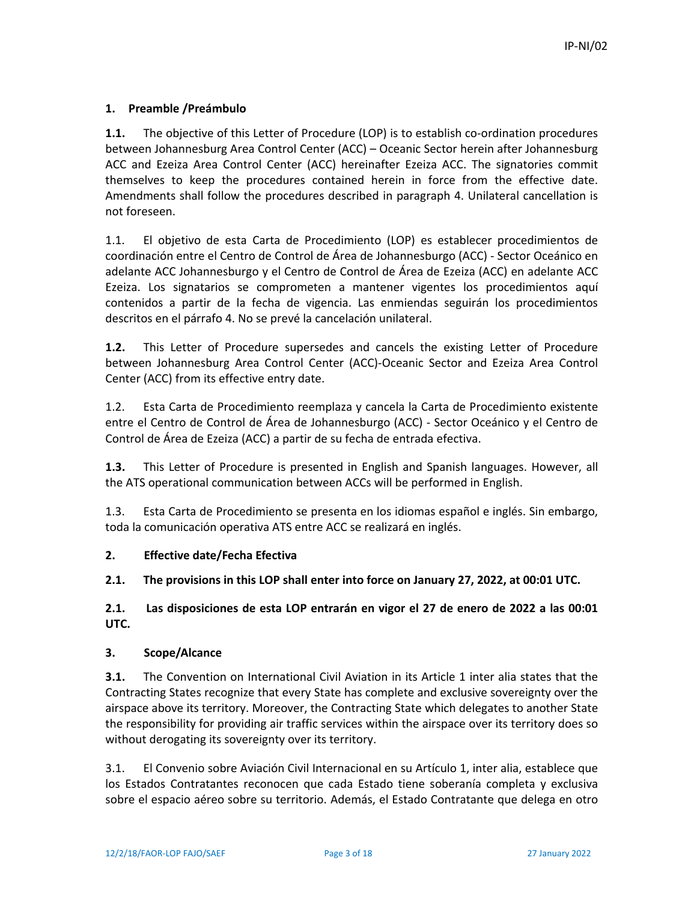## 1. Preamble /Preámbulo

**1.1.** The objective of this Letter of Procedure (LOP) is to establish co-ordination procedures between Johannesburg Area Control Center (ACC) – Oceanic Sector herein after Johannesburg ACC and Ezeiza Area Control Center (ACC) hereinafter Ezeiza ACC. The signatories commit themselves to keep the procedures contained herein in force from the effective date. Amendments shall follow the procedures described in paragraph 4. Unilateral cancellation is not foreseen.

1.1. El objetivo de esta Carta de Procedimiento (LOP) es establecer procedimientos de coordinación entre el Centro de Control de Área de Johannesburgo (ACC) - Sector Oceánico en adelante ACC Johannesburgo y el Centro de Control de Área de Ezeiza (ACC) en adelante ACC Ezeiza. Los signatarios se comprometen a mantener vigentes los procedimientos aquí contenidos a partir de la fecha de vigencia. Las enmiendas seguirán los procedimientos descritos en el párrafo 4. No se prevé la cancelación unilateral.

**1.2.** This Letter of Procedure supersedes and cancels the existing Letter of Procedure between Johannesburg Area Control Center (ACC)-Oceanic Sector and Ezeiza Area Control Center (ACC) from its effective entry date.

1.2. Esta Carta de Procedimiento reemplaza y cancela la Carta de Procedimiento existente entre el Centro de Control de Área de Johannesburgo (ACC) - Sector Oceánico y el Centro de Control de Área de Ezeiza (ACC) a partir de su fecha de entrada efectiva.

**1.3.** This Letter of Procedure is presented in English and Spanish languages. However, all the ATS operational communication between ACCs will be performed in English.

1.3. Esta Carta de Procedimiento se presenta en los idiomas español e inglés. Sin embargo, toda la comunicación operativa ATS entre ACC se realizará en inglés.

## 2. Effective date/Fecha Efectiva

**2.1. The provisions in this LOP shall enter into force on January 27, 2022, at 00:01 UTC.**

**2.1. Las disposiciones de esta LOP entrarán en vigor el 27 de enero de 2022 a las 00:01 UTC.**

## 3. Scope/Alcance

**3.1.** The Convention on International Civil Aviation in its Article 1 inter alia states that the Contracting States recognize that every State has complete and exclusive sovereignty over the airspace above its territory. Moreover, the Contracting State which delegates to another State the responsibility for providing air traffic services within the airspace over its territory does so without derogating its sovereignty over its territory.

3.1. El Convenio sobre Aviación Civil Internacional en su Artículo 1, inter alia, establece que los Estados Contratantes reconocen que cada Estado tiene soberanía completa y exclusiva sobre el espacio aéreo sobre su territorio. Además, el Estado Contratante que delega en otro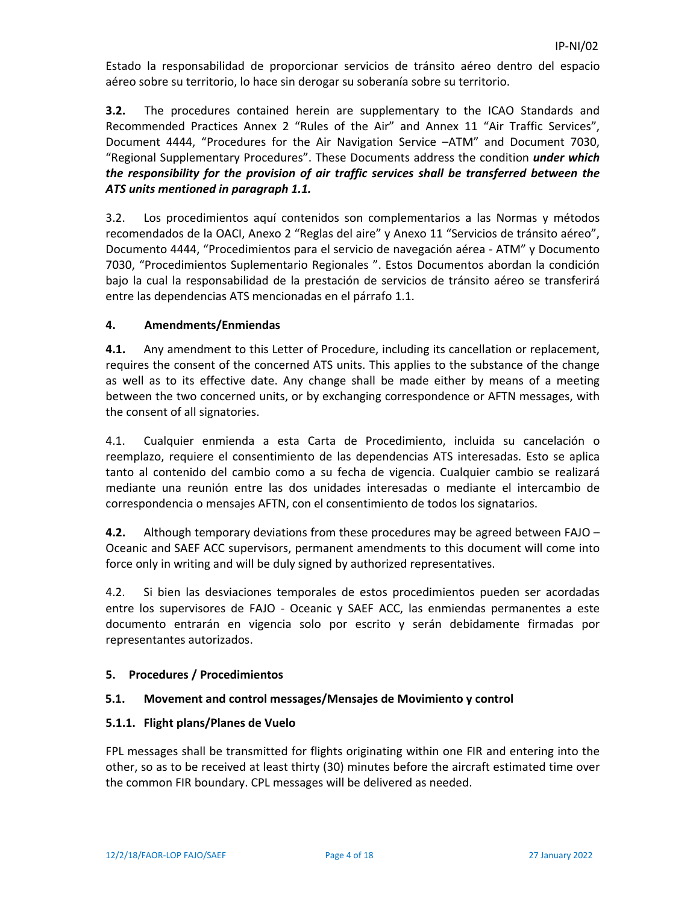Estado la responsabilidad de proporcionar servicios de tránsito aéreo dentro del espacio aéreo sobre su territorio, lo hace sin derogar su soberanía sobre su territorio.

**3.2.** The procedures contained herein are supplementary to the ICAO Standards and Recommended Practices Annex 2 "Rules of the Air" and Annex 11 "Air Traffic Services", Document 4444, "Procedures for the Air Navigation Service –ATM" and Document 7030, "Regional Supplementary Procedures". These Documents address the condition ***under which the responsibility for the provision of air traffic services shall be transferred between the ATS units mentioned in paragraph 1.1.***

3.2. Los procedimientos aquí contenidos son complementarios a las Normas y métodos recomendados de la OACI, Anexo 2 "Reglas del aire" y Anexo 11 "Servicios de tránsito aéreo", Documento 4444, "Procedimientos para el servicio de navegación aérea - ATM" y Documento 7030, "Procedimientos Suplementario Regionales ". Estos Documentos abordan la condición bajo la cual la responsabilidad de la prestación de servicios de tránsito aéreo se transferirá entre las dependencias ATS mencionadas en el párrafo 1.1.

## 4. Amendments/Enmiendas

**4.1.** Any amendment to this Letter of Procedure, including its cancellation or replacement, requires the consent of the concerned ATS units. This applies to the substance of the change as well as to its effective date. Any change shall be made either by means of a meeting between the two concerned units, or by exchanging correspondence or AFTN messages, with the consent of all signatories.

4.1. Cualquier enmienda a esta Carta de Procedimiento, incluida su cancelación o reemplazo, requiere el consentimiento de las dependencias ATS interesadas. Esto se aplica tanto al contenido del cambio como a su fecha de vigencia. Cualquier cambio se realizará mediante una reunión entre las dos unidades interesadas o mediante el intercambio de correspondencia o mensajes AFTN, con el consentimiento de todos los signatarios.

**4.2.** Although temporary deviations from these procedures may be agreed between FAJO – Oceanic and SAEF ACC supervisors, permanent amendments to this document will come into force only in writing and will be duly signed by authorized representatives.

4.2. Si bien las desviaciones temporales de estos procedimientos pueden ser acordadas entre los supervisores de FAJO - Oceanic y SAEF ACC, las enmiendas permanentes a este documento entrarán en vigencia solo por escrito y serán debidamente firmadas por representantes autorizados.

## 5. Procedures / Procedimientos

### 5.1. Movement and control messages/Mensajes de Movimiento y control

#### 5.1.1. Flight plans/Planes de Vuelo

FPL messages shall be transmitted for flights originating within one FIR and entering into the other, so as to be received at least thirty (30) minutes before the aircraft estimated time over the common FIR boundary. CPL messages will be delivered as needed.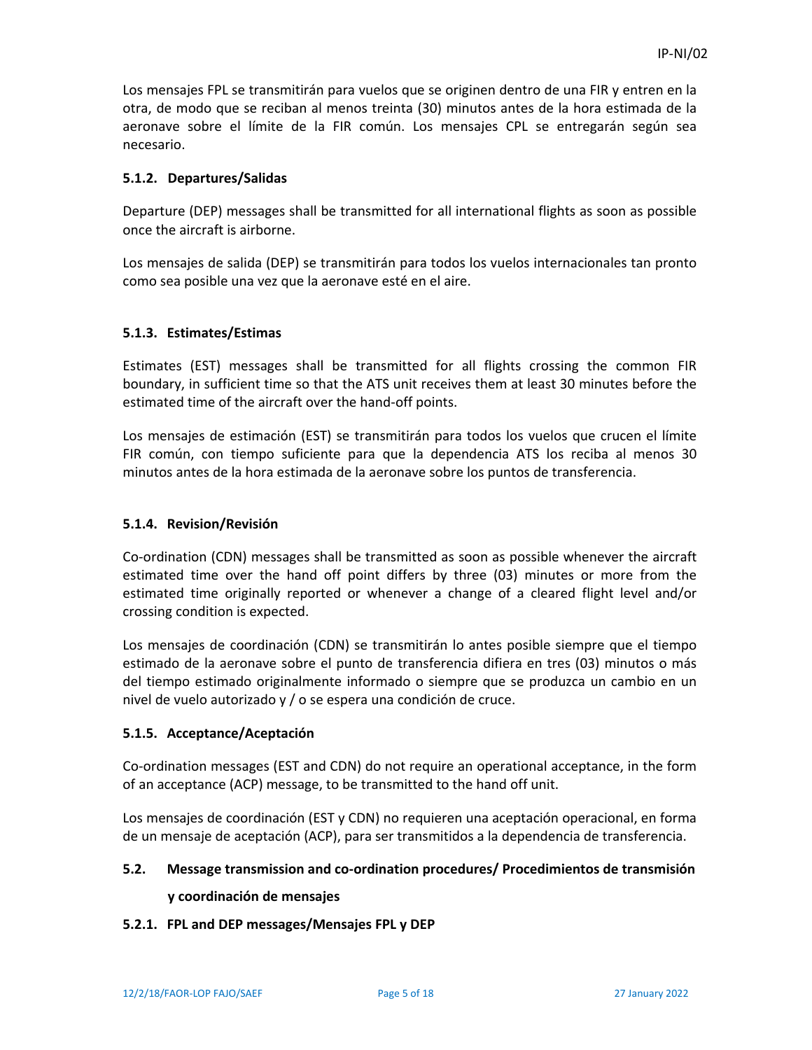Los mensajes FPL se transmitirán para vuelos que se originen dentro de una FIR y entren en la otra, de modo que se reciban al menos treinta (30) minutos antes de la hora estimada de la aeronave sobre el límite de la FIR común. Los mensajes CPL se entregarán según sea necesario.

#### 5.1.2. Departures/Salidas

Departure (DEP) messages shall be transmitted for all international flights as soon as possible once the aircraft is airborne.

Los mensajes de salida (DEP) se transmitirán para todos los vuelos internacionales tan pronto como sea posible una vez que la aeronave esté en el aire.

#### 5.1.3. Estimates/Estimas

Estimates (EST) messages shall be transmitted for all flights crossing the common FIR boundary, in sufficient time so that the ATS unit receives them at least 30 minutes before the estimated time of the aircraft over the hand-off points.

Los mensajes de estimación (EST) se transmitirán para todos los vuelos que crucen el límite FIR común, con tiempo suficiente para que la dependencia ATS los reciba al menos 30 minutos antes de la hora estimada de la aeronave sobre los puntos de transferencia.

#### 5.1.4. Revision/Revisión

Co-ordination (CDN) messages shall be transmitted as soon as possible whenever the aircraft estimated time over the hand off point differs by three (03) minutes or more from the estimated time originally reported or whenever a change of a cleared flight level and/or crossing condition is expected.

Los mensajes de coordinación (CDN) se transmitirán lo antes posible siempre que el tiempo estimado de la aeronave sobre el punto de transferencia difiera en tres (03) minutos o más del tiempo estimado originalmente informado o siempre que se produzca un cambio en un nivel de vuelo autorizado y / o se espera una condición de cruce.

#### 5.1.5. Acceptance/Aceptación

Co-ordination messages (EST and CDN) do not require an operational acceptance, in the form of an acceptance (ACP) message, to be transmitted to the hand off unit.

Los mensajes de coordinación (EST y CDN) no requieren una aceptación operacional, en forma de un mensaje de aceptación (ACP), para ser transmitidos a la dependencia de transferencia.

### 5.2. Message transmission and co-ordination procedures/ Procedimientos de transmisión y coordinación de mensajes

#### 5.2.1. FPL and DEP messages/Mensajes FPL y DEP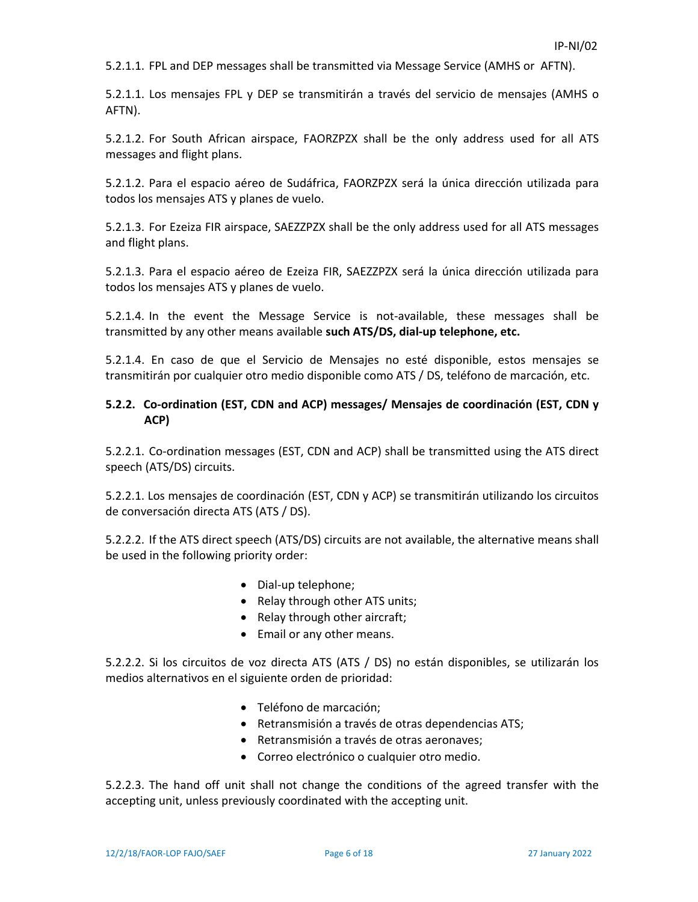5.2.1.1. FPL and DEP messages shall be transmitted via Message Service (AMHS or AFTN).

5.2.1.1. Los mensajes FPL y DEP se transmitirán a través del servicio de mensajes (AMHS o AFTN).

5.2.1.2. For South African airspace, FAORZPZX shall be the only address used for all ATS messages and flight plans.

5.2.1.2. Para el espacio aéreo de Sudáfrica, FAORZPZX será la única dirección utilizada para todos los mensajes ATS y planes de vuelo.

5.2.1.3. For Ezeiza FIR airspace, SAEZZPZX shall be the only address used for all ATS messages and flight plans.

5.2.1.3. Para el espacio aéreo de Ezeiza FIR, SAEZZPZX será la única dirección utilizada para todos los mensajes ATS y planes de vuelo.

5.2.1.4. In the event the Message Service is not-available, these messages shall be transmitted by any other means available **such ATS/DS, dial-up telephone, etc.**

5.2.1.4. En caso de que el Servicio de Mensajes no esté disponible, estos mensajes se transmitirán por cualquier otro medio disponible como ATS / DS, teléfono de marcación, etc.

### 5.2.2. Co-ordination (EST, CDN and ACP) messages/ Mensajes de coordinación (EST, CDN y ACP)

5.2.2.1. Co-ordination messages (EST, CDN and ACP) shall be transmitted using the ATS direct speech (ATS/DS) circuits.

5.2.2.1. Los mensajes de coordinación (EST, CDN y ACP) se transmitirán utilizando los circuitos de conversación directa ATS (ATS / DS).

5.2.2.2. If the ATS direct speech (ATS/DS) circuits are not available, the alternative means shall be used in the following priority order:

- Dial-up telephone;
- Relay through other ATS units;
- Relay through other aircraft;
- Email or any other means.

5.2.2.2. Si los circuitos de voz directa ATS (ATS / DS) no están disponibles, se utilizarán los medios alternativos en el siguiente orden de prioridad:

- Teléfono de marcación;
- Retransmisión a través de otras dependencias ATS;
- Retransmisión a través de otras aeronaves;
- Correo electrónico o cualquier otro medio.

5.2.2.3. The hand off unit shall not change the conditions of the agreed transfer with the accepting unit, unless previously coordinated with the accepting unit.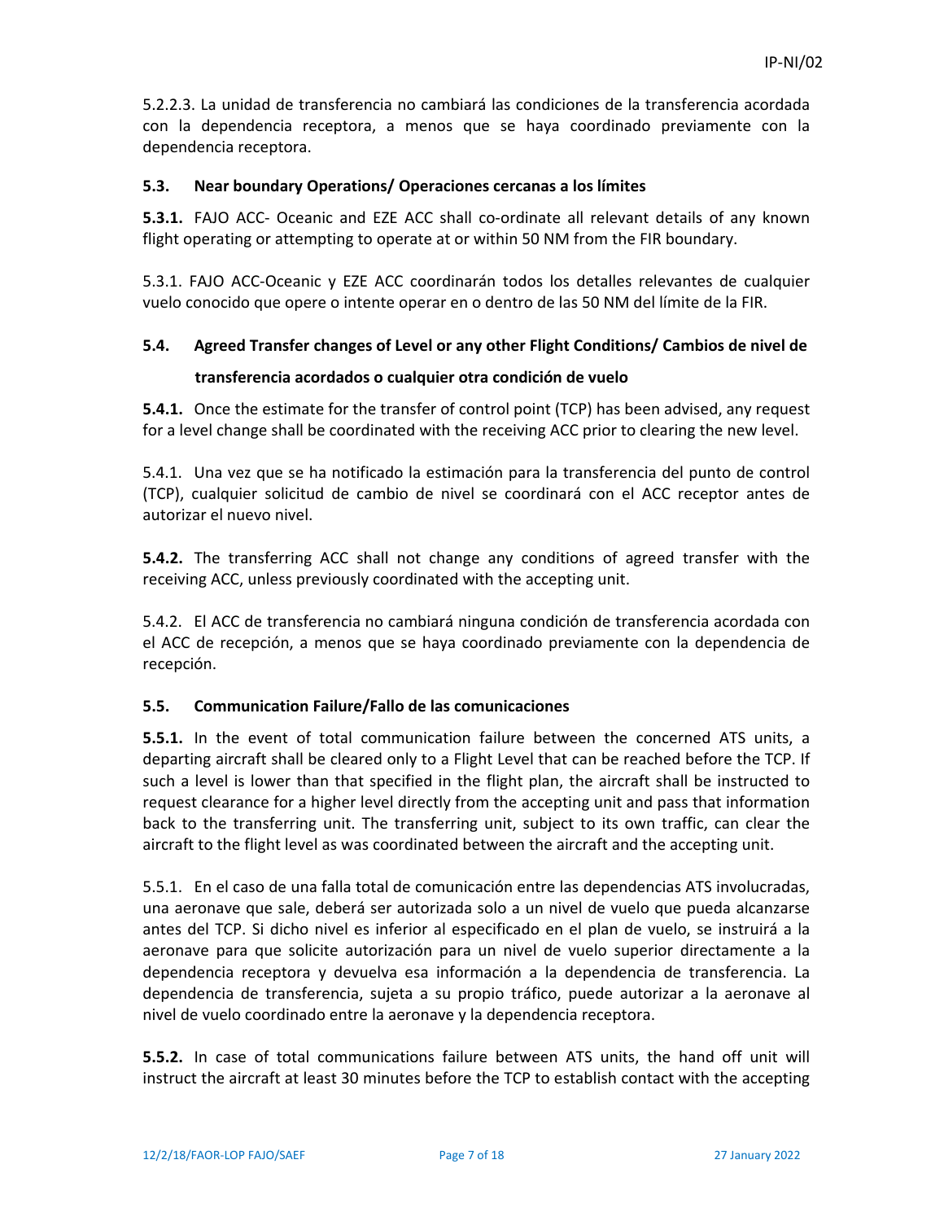5.2.2.3. La unidad de transferencia no cambiará las condiciones de la transferencia acordada con la dependencia receptora, a menos que se haya coordinado previamente con la dependencia receptora.

### 5.3. Near boundary Operations/ Operaciones cercanas a los límites

**5.3.1.** FAJO ACC- Oceanic and EZE ACC shall co-ordinate all relevant details of any known flight operating or attempting to operate at or within 50 NM from the FIR boundary.

5.3.1. FAJO ACC-Oceanic y EZE ACC coordinarán todos los detalles relevantes de cualquier vuelo conocido que opere o intente operar en o dentro de las 50 NM del límite de la FIR.

### 5.4. Agreed Transfer changes of Level or any other Flight Conditions/ Cambios de nivel de transferencia acordados o cualquier otra condición de vuelo

**5.4.1.** Once the estimate for the transfer of control point (TCP) has been advised, any request for a level change shall be coordinated with the receiving ACC prior to clearing the new level.

5.4.1. Una vez que se ha notificado la estimación para la transferencia del punto de control (TCP), cualquier solicitud de cambio de nivel se coordinará con el ACC receptor antes de autorizar el nuevo nivel.

**5.4.2.** The transferring ACC shall not change any conditions of agreed transfer with the receiving ACC, unless previously coordinated with the accepting unit.

5.4.2. El ACC de transferencia no cambiará ninguna condición de transferencia acordada con el ACC de recepción, a menos que se haya coordinado previamente con la dependencia de recepción.

### 5.5. Communication Failure/Fallo de las comunicaciones

**5.5.1.** In the event of total communication failure between the concerned ATS units, a departing aircraft shall be cleared only to a Flight Level that can be reached before the TCP. If such a level is lower than that specified in the flight plan, the aircraft shall be instructed to request clearance for a higher level directly from the accepting unit and pass that information back to the transferring unit. The transferring unit, subject to its own traffic, can clear the aircraft to the flight level as was coordinated between the aircraft and the accepting unit.

5.5.1. En el caso de una falla total de comunicación entre las dependencias ATS involucradas, una aeronave que sale, deberá ser autorizada solo a un nivel de vuelo que pueda alcanzarse antes del TCP. Si dicho nivel es inferior al especificado en el plan de vuelo, se instruirá a la aeronave para que solicite autorización para un nivel de vuelo superior directamente a la dependencia receptora y devuelva esa información a la dependencia de transferencia. La dependencia de transferencia, sujeta a su propio tráfico, puede autorizar a la aeronave al nivel de vuelo coordinado entre la aeronave y la dependencia receptora.

**5.5.2.** In case of total communications failure between ATS units, the hand off unit will instruct the aircraft at least 30 minutes before the TCP to establish contact with the accepting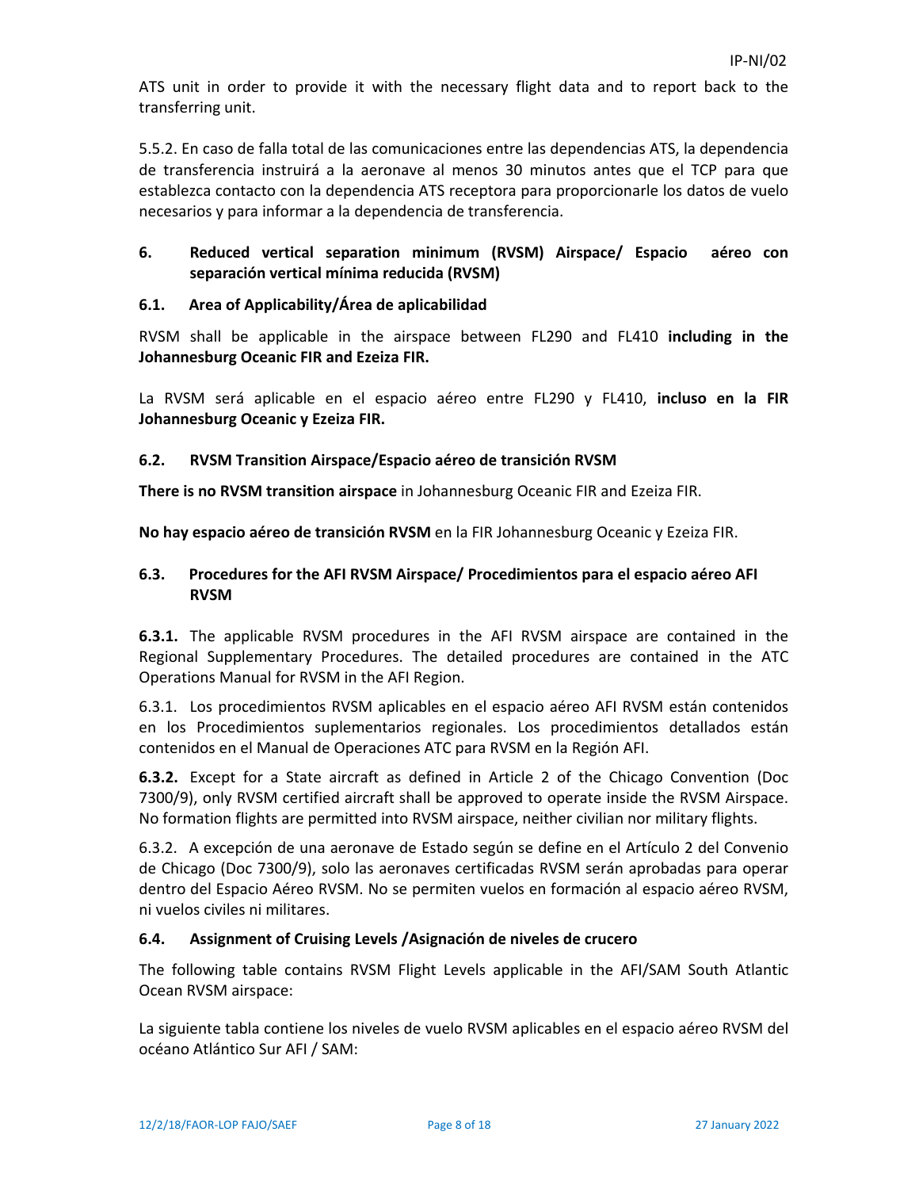ATS unit in order to provide it with the necessary flight data and to report back to the transferring unit.

5.5.2. En caso de falla total de las comunicaciones entre las dependencias ATS, la dependencia de transferencia instruirá a la aeronave al menos 30 minutos antes que el TCP para que establezca contacto con la dependencia ATS receptora para proporcionarle los datos de vuelo necesarios y para informar a la dependencia de transferencia.

## 6. Reduced vertical separation minimum (RVSM) Airspace/ Espacio aéreo con separación vertical mínima reducida (RVSM)

### 6.1. Area of Applicability/Área de aplicabilidad

RVSM shall be applicable in the airspace between FL290 and FL410 **including in the Johannesburg Oceanic FIR and Ezeiza FIR.**

La RVSM será aplicable en el espacio aéreo entre FL290 y FL410, **incluso en la FIR Johannesburg Oceanic y Ezeiza FIR.**

### 6.2. RVSM Transition Airspace/Espacio aéreo de transición RVSM

**There is no RVSM transition airspace** in Johannesburg Oceanic FIR and Ezeiza FIR.

**No hay espacio aéreo de transición RVSM** en la FIR Johannesburg Oceanic y Ezeiza FIR.

### 6.3. Procedures for the AFI RVSM Airspace/ Procedimientos para el espacio aéreo AFI RVSM

**6.3.1.** The applicable RVSM procedures in the AFI RVSM airspace are contained in the Regional Supplementary Procedures. The detailed procedures are contained in the ATC Operations Manual for RVSM in the AFI Region.

6.3.1. Los procedimientos RVSM aplicables en el espacio aéreo AFI RVSM están contenidos en los Procedimientos suplementarios regionales. Los procedimientos detallados están contenidos en el Manual de Operaciones ATC para RVSM en la Región AFI.

**6.3.2.** Except for a State aircraft as defined in Article 2 of the Chicago Convention (Doc 7300/9), only RVSM certified aircraft shall be approved to operate inside the RVSM Airspace. No formation flights are permitted into RVSM airspace, neither civilian nor military flights.

6.3.2. A excepción de una aeronave de Estado según se define en el Artículo 2 del Convenio de Chicago (Doc 7300/9), solo las aeronaves certificadas RVSM serán aprobadas para operar dentro del Espacio Aéreo RVSM. No se permiten vuelos en formación al espacio aéreo RVSM, ni vuelos civiles ni militares.

### 6.4. Assignment of Cruising Levels /Asignación de niveles de crucero

The following table contains RVSM Flight Levels applicable in the AFI/SAM South Atlantic Ocean RVSM airspace:

La siguiente tabla contiene los niveles de vuelo RVSM aplicables en el espacio aéreo RVSM del océano Atlántico Sur AFI / SAM: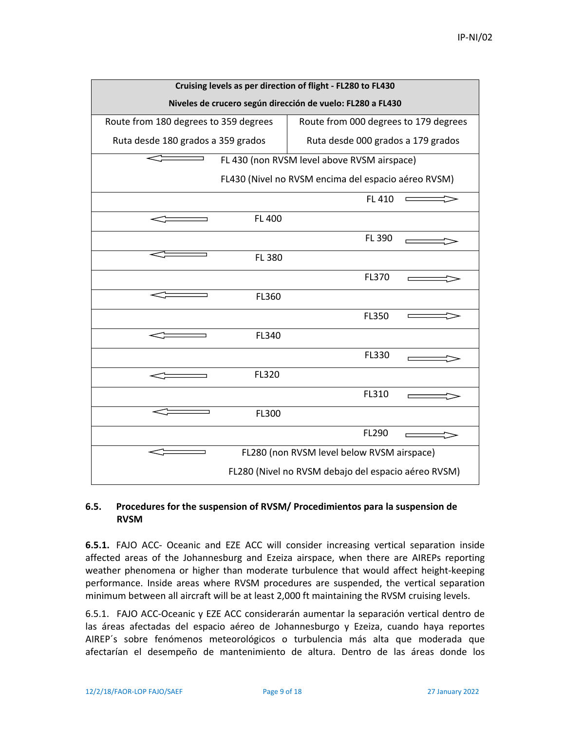| Cruising levels as per direction of flight - FL280 to FL430<br>Niveles de crucero según dirección de vuelo: FL280 a FL430 | |
|---|---|
| Route from 180 degrees to 359 degrees<br>Ruta desde 180 grados a 359 grados | Route from 000 degrees to 179 degrees<br>Ruta desde 000 grados a 179 grados |
| ⇐ FL 430 (non RVSM level above RVSM airspace)<br>FL430 (Nivel no RVSM encima del espacio aéreo RVSM) | |
| | FL 410 ⇒ |
| ⇐ FL 400 | |
| | FL 390 ⇒ |
| ⇐ FL 380 | |
| | FL370 ⇒ |
| ⇐ FL360 | |
| | FL350 ⇒ |
| ⇐ FL340 | |
| | FL330 ⇒ |
| ⇐ FL320 | |
| | FL310 ⇒ |
| ⇐ FL300 | |
| | FL290 ⇒ |
| ⇐ FL280 (non RVSM level below RVSM airspace)<br>FL280 (Nivel no RVSM debajo del espacio aéreo RVSM) | |

### 6.5. Procedures for the suspension of RVSM/ Procedimientos para la suspension de RVSM

**6.5.1.** FAJO ACC- Oceanic and EZE ACC will consider increasing vertical separation inside affected areas of the Johannesburg and Ezeiza airspace, when there are AIREPs reporting weather phenomena or higher than moderate turbulence that would affect height-keeping performance. Inside areas where RVSM procedures are suspended, the vertical separation minimum between all aircraft will be at least 2,000 ft maintaining the RVSM cruising levels.

6.5.1. FAJO ACC-Oceanic y EZE ACC considerarán aumentar la separación vertical dentro de las áreas afectadas del espacio aéreo de Johannesburgo y Ezeiza, cuando haya reportes AIREP´s sobre fenómenos meteorológicos o turbulencia más alta que moderada que afectarían el desempeño de mantenimiento de altura. Dentro de las áreas donde los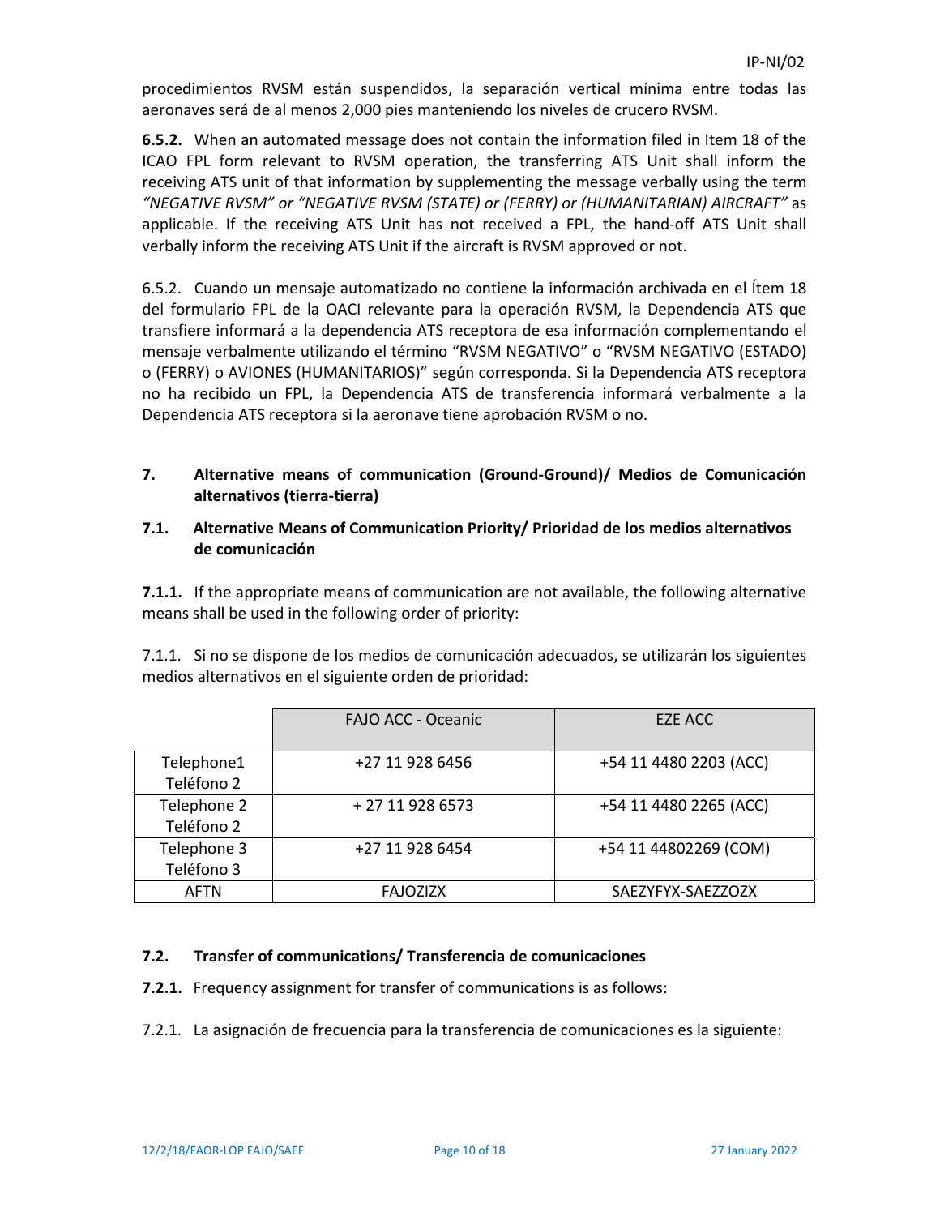procedimientos RVSM están suspendidos, la separación vertical mínima entre todas las aeronaves será de al menos 2,000 pies manteniendo los niveles de crucero RVSM.

**6.5.2.** When an automated message does not contain the information filed in Item 18 of the ICAO FPL form relevant to RVSM operation, the transferring ATS Unit shall inform the receiving ATS unit of that information by supplementing the message verbally using the term *"NEGATIVE RVSM" or "NEGATIVE RVSM (STATE) or (FERRY) or (HUMANITARIAN) AIRCRAFT"* as applicable. If the receiving ATS Unit has not received a FPL, the hand-off ATS Unit shall verbally inform the receiving ATS Unit if the aircraft is RVSM approved or not.

6.5.2. Cuando un mensaje automatizado no contiene la información archivada en el Ítem 18 del formulario FPL de la OACI relevante para la operación RVSM, la Dependencia ATS que transfiere informará a la dependencia ATS receptora de esa información complementando el mensaje verbalmente utilizando el término "RVSM NEGATIVO" o "RVSM NEGATIVO (ESTADO) o (FERRY) o AVIONES (HUMANITARIOS)" según corresponda. Si la Dependencia ATS receptora no ha recibido un FPL, la Dependencia ATS de transferencia informará verbalmente a la Dependencia ATS receptora si la aeronave tiene aprobación RVSM o no.

## 7. Alternative means of communication (Ground-Ground)/ Medios de Comunicación alternativos (tierra-tierra)

### 7.1. Alternative Means of Communication Priority/ Prioridad de los medios alternativos de comunicación

**7.1.1.** If the appropriate means of communication are not available, the following alternative means shall be used in the following order of priority:

7.1.1. Si no se dispone de los medios de comunicación adecuados, se utilizarán los siguientes medios alternativos en el siguiente orden de prioridad:

| | FAJO ACC - Oceanic | EZE ACC |
|---|---|---|
| Telephone1 Teléfono 2 | +27 11 928 6456 | +54 11 4480 2203 (ACC) |
| Telephone 2 Teléfono 2 | + 27 11 928 6573 | +54 11 4480 2265 (ACC) |
| Telephone 3 Teléfono 3 | +27 11 928 6454 | +54 11 44802269 (COM) |
| AFTN | FAJOZIZX | SAEZYFYX-SAEZZOZX |

### 7.2. Transfer of communications/ Transferencia de comunicaciones

**7.2.1.** Frequency assignment for transfer of communications is as follows:

7.2.1. La asignación de frecuencia para la transferencia de comunicaciones es la siguiente: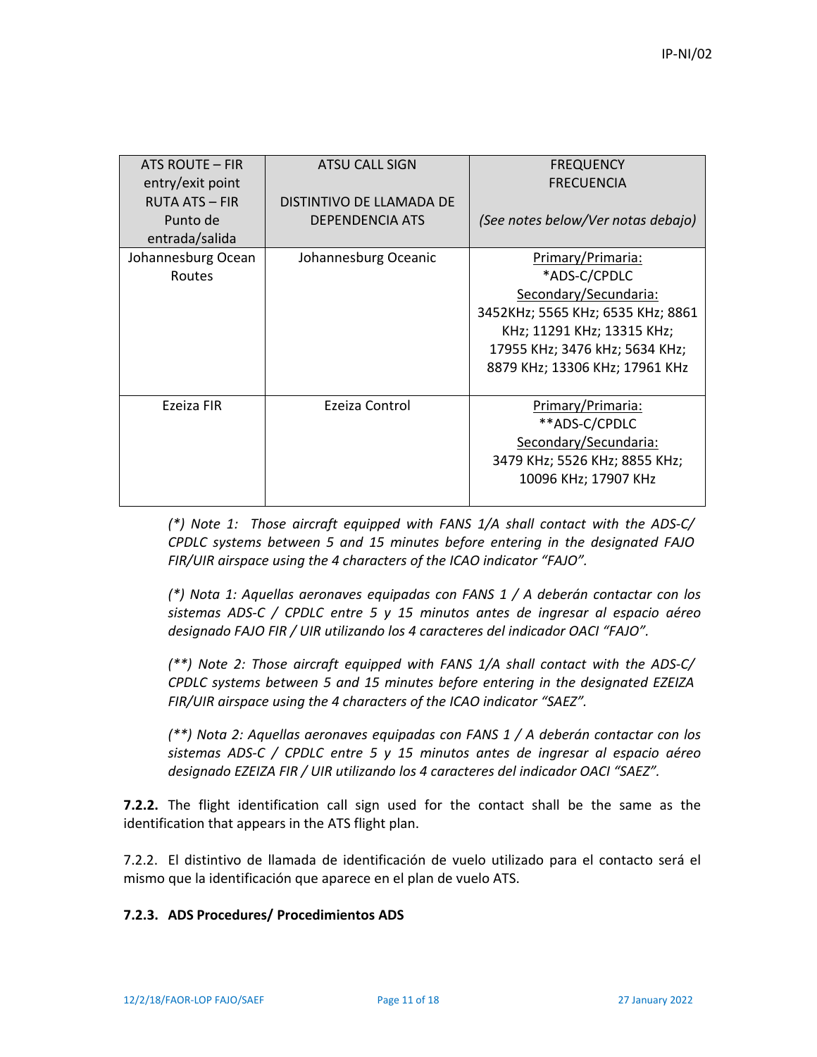| ATS ROUTE – FIR entry/exit point<br>RUTA ATS – FIR Punto de entrada/salida | ATSU CALL SIGN<br><br>DISTINTIVO DE LLAMADA DE DEPENDENCIA ATS | FREQUENCY<br>FRECUENCIA<br><br>*(See notes below/Ver notas debajo)* |
|---|---|---|
| Johannesburg Ocean Routes | Johannesburg Oceanic | Primary/Primaria:<br>*ADS-C/CPDLC<br>Secondary/Secundaria:<br>3452KHz; 5565 KHz; 6535 KHz; 8861 KHz; 11291 KHz; 13315 KHz; 17955 KHz; 3476 kHz; 5634 KHz; 8879 KHz; 13306 KHz; 17961 KHz |
| Ezeiza FIR | Ezeiza Control | Primary/Primaria:<br>**ADS-C/CPDLC<br>Secondary/Secundaria:<br>3479 KHz; 5526 KHz; 8855 KHz; 10096 KHz; 17907 KHz |

*(*) Note 1: Those aircraft equipped with FANS 1/A shall contact with the ADS-C/ CPDLC systems between 5 and 15 minutes before entering in the designated FAJO FIR/UIR airspace using the 4 characters of the ICAO indicator "FAJO".*

*(*) Nota 1: Aquellas aeronaves equipadas con FANS 1 / A deberán contactar con los sistemas ADS-C / CPDLC entre 5 y 15 minutos antes de ingresar al espacio aéreo designado FAJO FIR / UIR utilizando los 4 caracteres del indicador OACI "FAJO".*

*(**) Note 2: Those aircraft equipped with FANS 1/A shall contact with the ADS-C/ CPDLC systems between 5 and 15 minutes before entering in the designated EZEIZA FIR/UIR airspace using the 4 characters of the ICAO indicator "SAEZ".*

*(**) Nota 2: Aquellas aeronaves equipadas con FANS 1 / A deberán contactar con los sistemas ADS-C / CPDLC entre 5 y 15 minutos antes de ingresar al espacio aéreo designado EZEIZA FIR / UIR utilizando los 4 caracteres del indicador OACI "SAEZ".*

**7.2.2.** The flight identification call sign used for the contact shall be the same as the identification that appears in the ATS flight plan.

7.2.2. El distintivo de llamada de identificación de vuelo utilizado para el contacto será el mismo que la identificación que aparece en el plan de vuelo ATS.

**7.2.3. ADS Procedures/ Procedimientos ADS**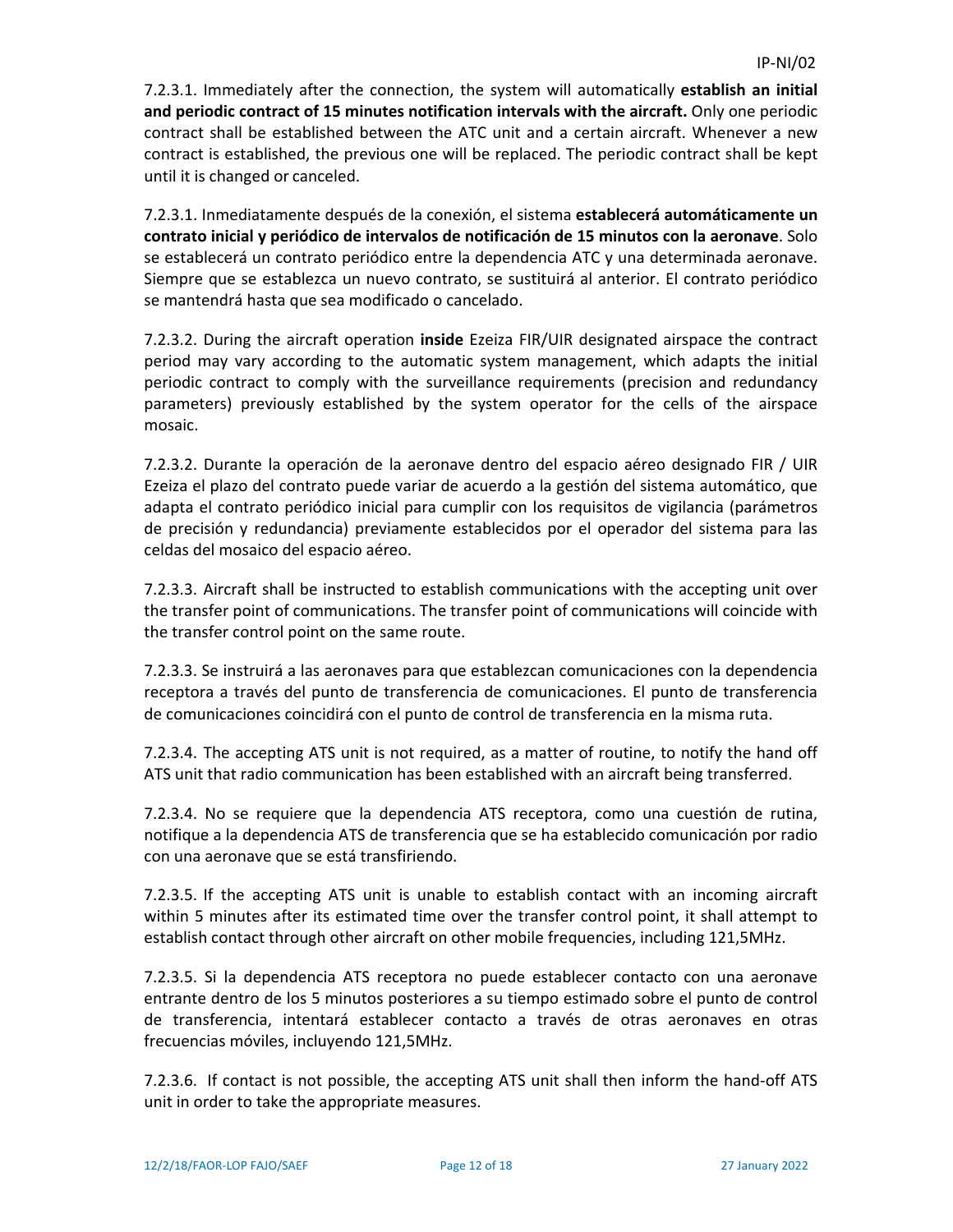7.2.3.1. Immediately after the connection, the system will automatically **establish an initial and periodic contract of 15 minutes notification intervals with the aircraft.** Only one periodic contract shall be established between the ATC unit and a certain aircraft. Whenever a new contract is established, the previous one will be replaced. The periodic contract shall be kept until it is changed or canceled.

7.2.3.1. Inmediatamente después de la conexión, el sistema **establecerá automáticamente un contrato inicial y periódico de intervalos de notificación de 15 minutos con la aeronave**. Solo se establecerá un contrato periódico entre la dependencia ATC y una determinada aeronave. Siempre que se establezca un nuevo contrato, se sustituirá al anterior. El contrato periódico se mantendrá hasta que sea modificado o cancelado.

7.2.3.2. During the aircraft operation **inside** Ezeiza FIR/UIR designated airspace the contract period may vary according to the automatic system management, which adapts the initial periodic contract to comply with the surveillance requirements (precision and redundancy parameters) previously established by the system operator for the cells of the airspace mosaic.

7.2.3.2. Durante la operación de la aeronave dentro del espacio aéreo designado FIR / UIR Ezeiza el plazo del contrato puede variar de acuerdo a la gestión del sistema automático, que adapta el contrato periódico inicial para cumplir con los requisitos de vigilancia (parámetros de precisión y redundancia) previamente establecidos por el operador del sistema para las celdas del mosaico del espacio aéreo.

7.2.3.3. Aircraft shall be instructed to establish communications with the accepting unit over the transfer point of communications. The transfer point of communications will coincide with the transfer control point on the same route.

7.2.3.3. Se instruirá a las aeronaves para que establezcan comunicaciones con la dependencia receptora a través del punto de transferencia de comunicaciones. El punto de transferencia de comunicaciones coincidirá con el punto de control de transferencia en la misma ruta.

7.2.3.4. The accepting ATS unit is not required, as a matter of routine, to notify the hand off ATS unit that radio communication has been established with an aircraft being transferred.

7.2.3.4. No se requiere que la dependencia ATS receptora, como una cuestión de rutina, notifique a la dependencia ATS de transferencia que se ha establecido comunicación por radio con una aeronave que se está transfiriendo.

7.2.3.5. If the accepting ATS unit is unable to establish contact with an incoming aircraft within 5 minutes after its estimated time over the transfer control point, it shall attempt to establish contact through other aircraft on other mobile frequencies, including 121,5MHz.

7.2.3.5. Si la dependencia ATS receptora no puede establecer contacto con una aeronave entrante dentro de los 5 minutos posteriores a su tiempo estimado sobre el punto de control de transferencia, intentará establecer contacto a través de otras aeronaves en otras frecuencias móviles, incluyendo 121,5MHz.

7.2.3.6. If contact is not possible, the accepting ATS unit shall then inform the hand-off ATS unit in order to take the appropriate measures.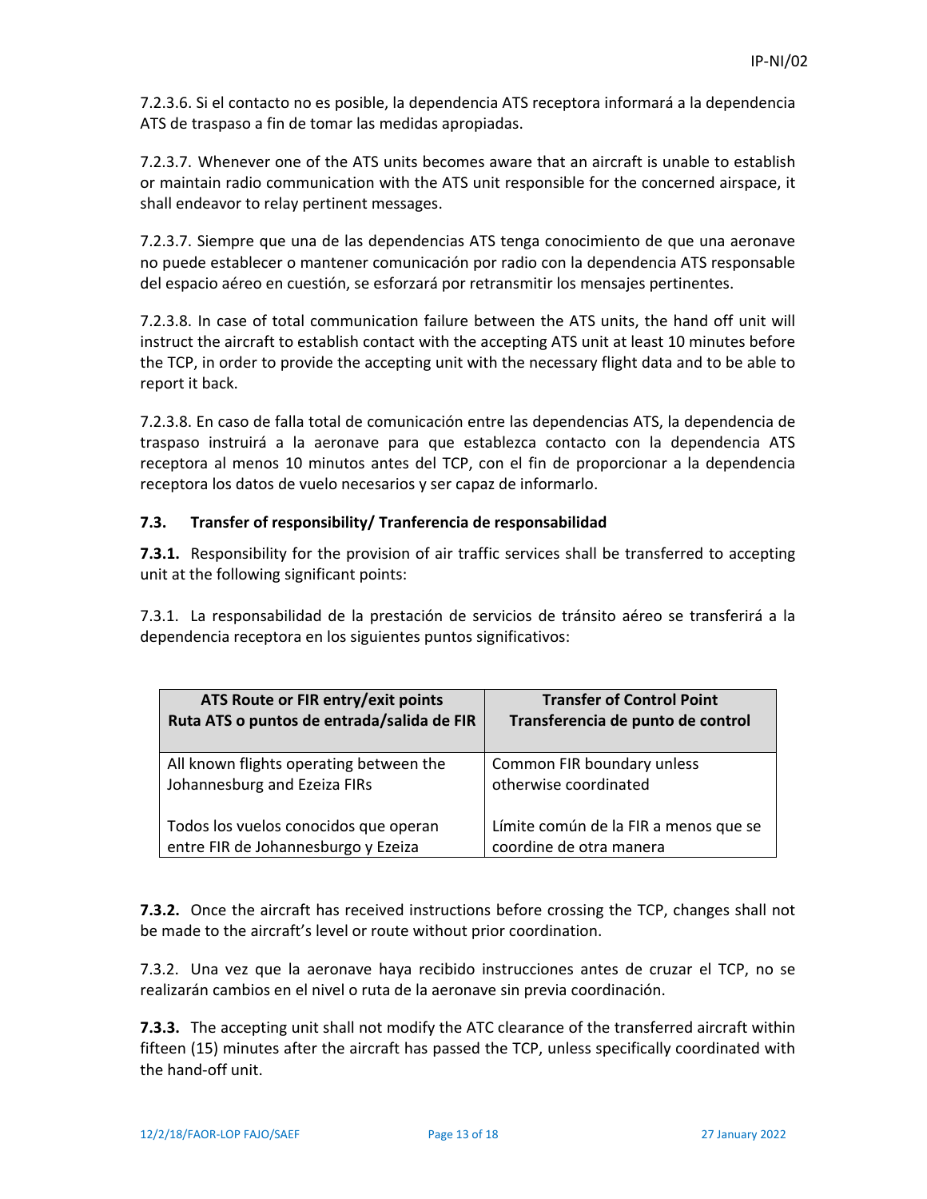7.2.3.6. Si el contacto no es posible, la dependencia ATS receptora informará a la dependencia ATS de traspaso a fin de tomar las medidas apropiadas.

7.2.3.7. Whenever one of the ATS units becomes aware that an aircraft is unable to establish or maintain radio communication with the ATS unit responsible for the concerned airspace, it shall endeavor to relay pertinent messages.

7.2.3.7. Siempre que una de las dependencias ATS tenga conocimiento de que una aeronave no puede establecer o mantener comunicación por radio con la dependencia ATS responsable del espacio aéreo en cuestión, se esforzará por retransmitir los mensajes pertinentes.

7.2.3.8. In case of total communication failure between the ATS units, the hand off unit will instruct the aircraft to establish contact with the accepting ATS unit at least 10 minutes before the TCP, in order to provide the accepting unit with the necessary flight data and to be able to report it back.

7.2.3.8. En caso de falla total de comunicación entre las dependencias ATS, la dependencia de traspaso instruirá a la aeronave para que establezca contacto con la dependencia ATS receptora al menos 10 minutos antes del TCP, con el fin de proporcionar a la dependencia receptora los datos de vuelo necesarios y ser capaz de informarlo.

### 7.3. Transfer of responsibility/ Tranferencia de responsabilidad

**7.3.1.** Responsibility for the provision of air traffic services shall be transferred to accepting unit at the following significant points:

7.3.1. La responsabilidad de la prestación de servicios de tránsito aéreo se transferirá a la dependencia receptora en los siguientes puntos significativos:

| ATS Route or FIR entry/exit points<br>Ruta ATS o puntos de entrada/salida de FIR | Transfer of Control Point<br>Transferencia de punto de control |
|---|---|
| All known flights operating between the Johannesburg and Ezeiza FIRs<br><br>Todos los vuelos conocidos que operan entre FIR de Johannesburgo y Ezeiza | Common FIR boundary unless otherwise coordinated<br><br>Límite común de la FIR a menos que se coordine de otra manera |

**7.3.2.** Once the aircraft has received instructions before crossing the TCP, changes shall not be made to the aircraft's level or route without prior coordination.

7.3.2. Una vez que la aeronave haya recibido instrucciones antes de cruzar el TCP, no se realizarán cambios en el nivel o ruta de la aeronave sin previa coordinación.

**7.3.3.** The accepting unit shall not modify the ATC clearance of the transferred aircraft within fifteen (15) minutes after the aircraft has passed the TCP, unless specifically coordinated with the hand-off unit.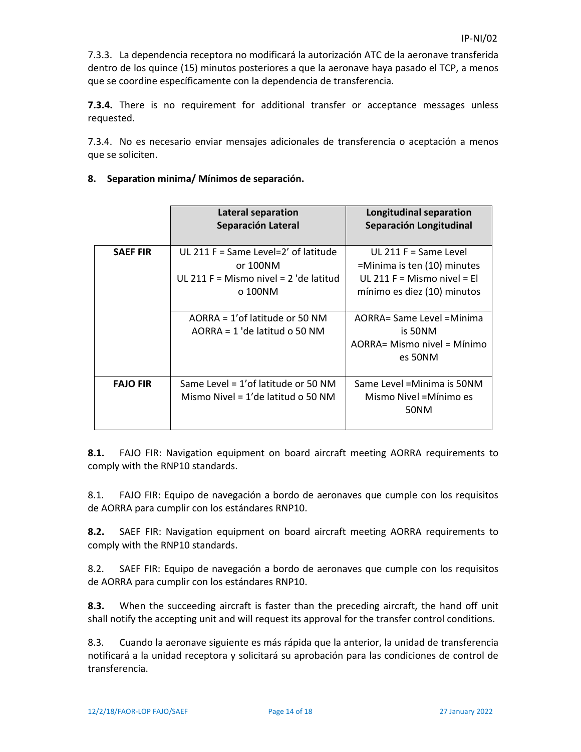7.3.3. La dependencia receptora no modificará la autorización ATC de la aeronave transferida dentro de los quince (15) minutos posteriores a que la aeronave haya pasado el TCP, a menos que se coordine específicamente con la dependencia de transferencia.

**7.3.4.** There is no requirement for additional transfer or acceptance messages unless requested.

7.3.4. No es necesario enviar mensajes adicionales de transferencia o aceptación a menos que se soliciten.

**8. Separation minima/ Mínimos de separación.**

| | **Lateral separation Separación Lateral** | **Longitudinal separation Separación Longitudinal** |
|---|---|---|
| **SAEF FIR** | UL 211 F = Same Level=2' of latitude or 100NM<br>UL 211 F = Mismo nivel = 2 'de latitud o 100NM | UL 211 F = Same Level =Minima is ten (10) minutes<br>UL 211 F = Mismo nivel = El mínimo es diez (10) minutos |
| | AORRA = 1'of latitude or 50 NM<br>AORRA = 1 'de latitud o 50 NM | AORRA= Same Level =Minima is 50NM<br>AORRA= Mismo nivel = Mínimo es 50NM |
| **FAJO FIR** | Same Level = 1'of latitude or 50 NM<br>Mismo Nivel = 1'de latitud o 50 NM | Same Level =Minima is 50NM<br>Mismo Nivel =Mínimo es 50NM |

**8.1.** FAJO FIR: Navigation equipment on board aircraft meeting AORRA requirements to comply with the RNP10 standards.

8.1. FAJO FIR: Equipo de navegación a bordo de aeronaves que cumple con los requisitos de AORRA para cumplir con los estándares RNP10.

**8.2.** SAEF FIR: Navigation equipment on board aircraft meeting AORRA requirements to comply with the RNP10 standards.

8.2. SAEF FIR: Equipo de navegación a bordo de aeronaves que cumple con los requisitos de AORRA para cumplir con los estándares RNP10.

**8.3.** When the succeeding aircraft is faster than the preceding aircraft, the hand off unit shall notify the accepting unit and will request its approval for the transfer control conditions.

8.3. Cuando la aeronave siguiente es más rápida que la anterior, la unidad de transferencia notificará a la unidad receptora y solicitará su aprobación para las condiciones de control de transferencia.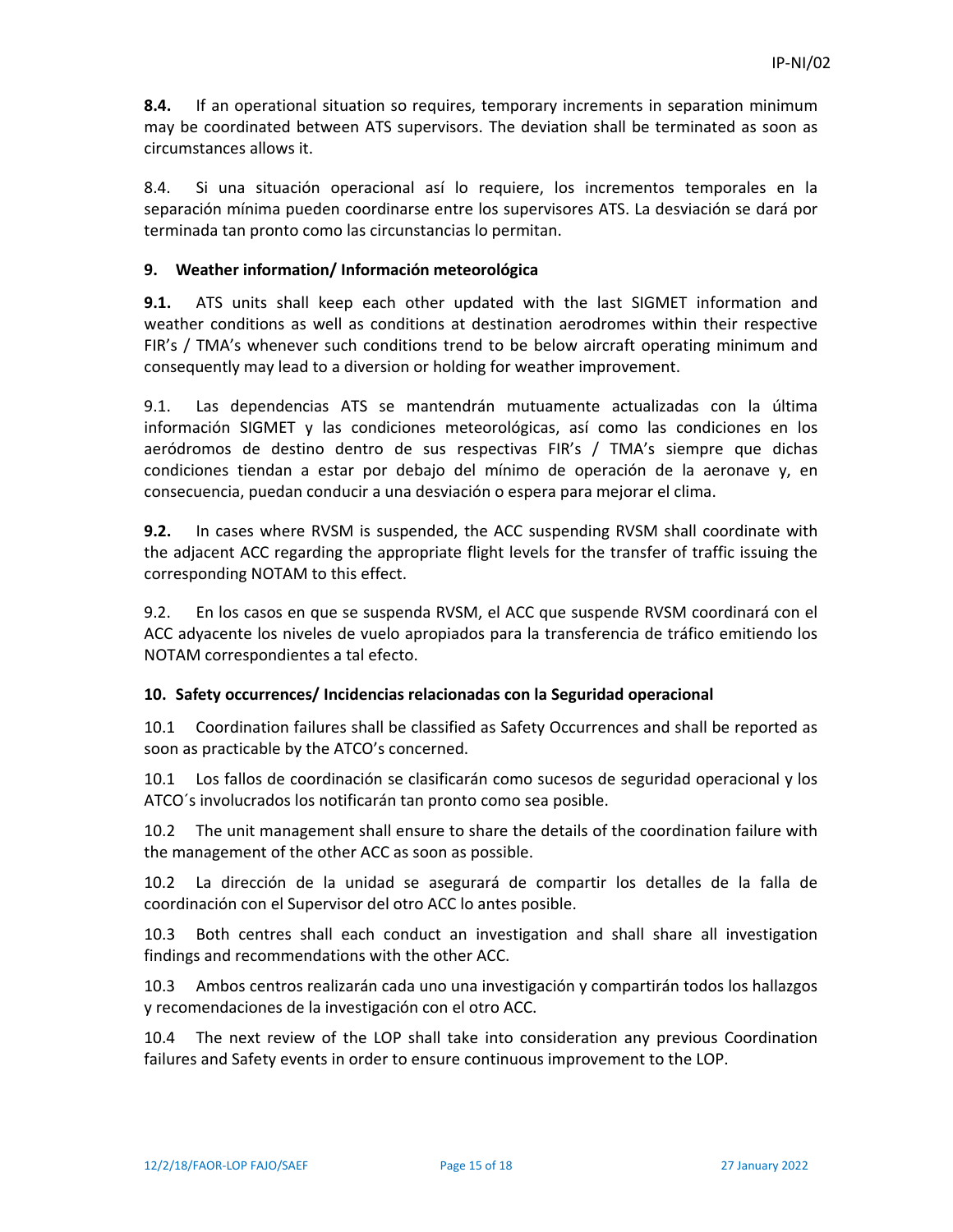**8.4.** If an operational situation so requires, temporary increments in separation minimum may be coordinated between ATS supervisors. The deviation shall be terminated as soon as circumstances allows it.

8.4. Si una situación operacional así lo requiere, los incrementos temporales en la separación mínima pueden coordinarse entre los supervisores ATS. La desviación se dará por terminada tan pronto como las circunstancias lo permitan.

### 9. Weather information/ Información meteorológica

**9.1.** ATS units shall keep each other updated with the last SIGMET information and weather conditions as well as conditions at destination aerodromes within their respective FIR's / TMA's whenever such conditions trend to be below aircraft operating minimum and consequently may lead to a diversion or holding for weather improvement.

9.1. Las dependencias ATS se mantendrán mutuamente actualizadas con la última información SIGMET y las condiciones meteorológicas, así como las condiciones en los aeródromos de destino dentro de sus respectivas FIR's / TMA's siempre que dichas condiciones tiendan a estar por debajo del mínimo de operación de la aeronave y, en consecuencia, puedan conducir a una desviación o espera para mejorar el clima.

**9.2.** In cases where RVSM is suspended, the ACC suspending RVSM shall coordinate with the adjacent ACC regarding the appropriate flight levels for the transfer of traffic issuing the corresponding NOTAM to this effect.

9.2. En los casos en que se suspenda RVSM, el ACC que suspende RVSM coordinará con el ACC adyacente los niveles de vuelo apropiados para la transferencia de tráfico emitiendo los NOTAM correspondientes a tal efecto.

### 10. Safety occurrences/ Incidencias relacionadas con la Seguridad operacional

10.1 Coordination failures shall be classified as Safety Occurrences and shall be reported as soon as practicable by the ATCO's concerned.

10.1 Los fallos de coordinación se clasificarán como sucesos de seguridad operacional y los ATCO´s involucrados los notificarán tan pronto como sea posible.

10.2 The unit management shall ensure to share the details of the coordination failure with the management of the other ACC as soon as possible.

10.2 La dirección de la unidad se asegurará de compartir los detalles de la falla de coordinación con el Supervisor del otro ACC lo antes posible.

10.3 Both centres shall each conduct an investigation and shall share all investigation findings and recommendations with the other ACC.

10.3 Ambos centros realizarán cada uno una investigación y compartirán todos los hallazgos y recomendaciones de la investigación con el otro ACC.

10.4 The next review of the LOP shall take into consideration any previous Coordination failures and Safety events in order to ensure continuous improvement to the LOP.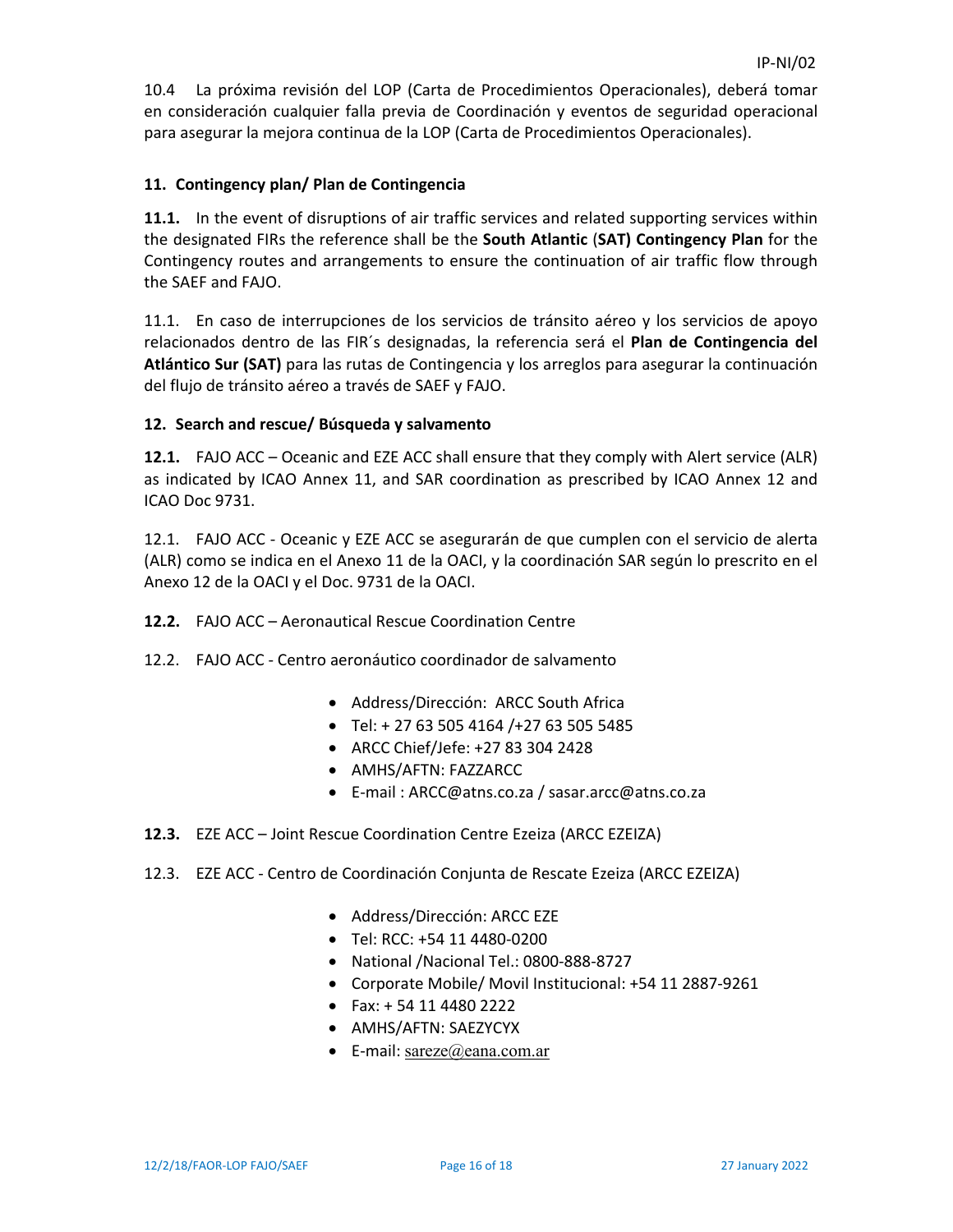10.4 La próxima revisión del LOP (Carta de Procedimientos Operacionales), deberá tomar en consideración cualquier falla previa de Coordinación y eventos de seguridad operacional para asegurar la mejora continua de la LOP (Carta de Procedimientos Operacionales).

## 11. Contingency plan/ Plan de Contingencia

**11.1.** In the event of disruptions of air traffic services and related supporting services within the designated FIRs the reference shall be the **South Atlantic** (**SAT) Contingency Plan** for the Contingency routes and arrangements to ensure the continuation of air traffic flow through the SAEF and FAJO.

11.1. En caso de interrupciones de los servicios de tránsito aéreo y los servicios de apoyo relacionados dentro de las FIR´s designadas, la referencia será el **Plan de Contingencia del Atlántico Sur (SAT)** para las rutas de Contingencia y los arreglos para asegurar la continuación del flujo de tránsito aéreo a través de SAEF y FAJO.

## 12. Search and rescue/ Búsqueda y salvamento

**12.1.** FAJO ACC – Oceanic and EZE ACC shall ensure that they comply with Alert service (ALR) as indicated by ICAO Annex 11, and SAR coordination as prescribed by ICAO Annex 12 and ICAO Doc 9731.

12.1. FAJO ACC - Oceanic y EZE ACC se asegurarán de que cumplen con el servicio de alerta (ALR) como se indica en el Anexo 11 de la OACI, y la coordinación SAR según lo prescrito en el Anexo 12 de la OACI y el Doc. 9731 de la OACI.

**12.2.** FAJO ACC – Aeronautical Rescue Coordination Centre

12.2. FAJO ACC - Centro aeronáutico coordinador de salvamento

- Address/Dirección: ARCC South Africa
- Tel: + 27 63 505 4164 /+27 63 505 5485
- ARCC Chief/Jefe: +27 83 304 2428
- AMHS/AFTN: FAZZARCC
- E-mail : ARCC@atns.co.za / sasar.arcc@atns.co.za

**12.3.** EZE ACC – Joint Rescue Coordination Centre Ezeiza (ARCC EZEIZA)

12.3. EZE ACC - Centro de Coordinación Conjunta de Rescate Ezeiza (ARCC EZEIZA)

- Address/Dirección: ARCC EZE
- Tel: RCC: +54 11 4480-0200
- National /Nacional Tel.: 0800-888-8727
- Corporate Mobile/ Movil Institucional: +54 11 2887-9261
- Fax: + 54 11 4480 2222
- AMHS/AFTN: SAEZYCYX
- E-mail: sareze@eana.com.ar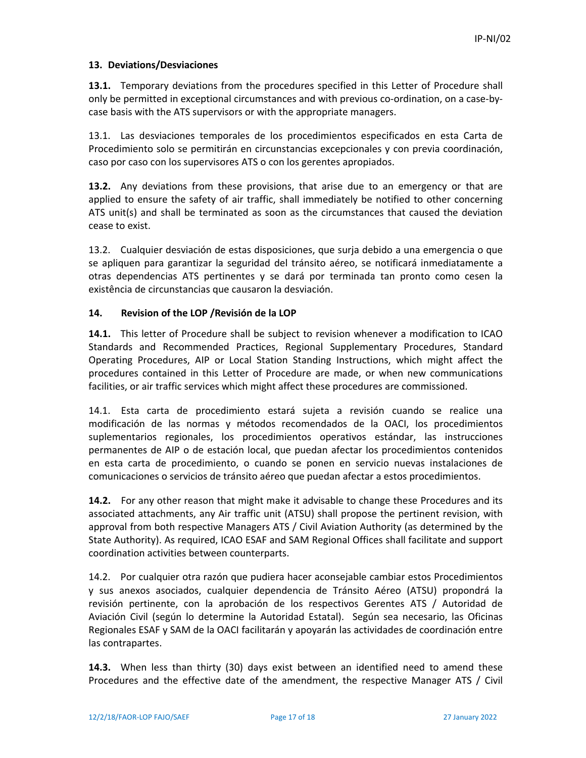## 13. Deviations/Desviaciones

**13.1.** Temporary deviations from the procedures specified in this Letter of Procedure shall only be permitted in exceptional circumstances and with previous co-ordination, on a case-by-case basis with the ATS supervisors or with the appropriate managers.

13.1. Las desviaciones temporales de los procedimientos especificados en esta Carta de Procedimiento solo se permitirán en circunstancias excepcionales y con previa coordinación, caso por caso con los supervisores ATS o con los gerentes apropiados.

**13.2.** Any deviations from these provisions, that arise due to an emergency or that are applied to ensure the safety of air traffic, shall immediately be notified to other concerning ATS unit(s) and shall be terminated as soon as the circumstances that caused the deviation cease to exist.

13.2. Cualquier desviación de estas disposiciones, que surja debido a una emergencia o que se apliquen para garantizar la seguridad del tránsito aéreo, se notificará inmediatamente a otras dependencias ATS pertinentes y se dará por terminada tan pronto como cesen la existência de circunstancias que causaron la desviación.

## 14. Revision of the LOP /Revisión de la LOP

**14.1.** This letter of Procedure shall be subject to revision whenever a modification to ICAO Standards and Recommended Practices, Regional Supplementary Procedures, Standard Operating Procedures, AIP or Local Station Standing Instructions, which might affect the procedures contained in this Letter of Procedure are made, or when new communications facilities, or air traffic services which might affect these procedures are commissioned.

14.1. Esta carta de procedimiento estará sujeta a revisión cuando se realice una modificación de las normas y métodos recomendados de la OACI, los procedimientos suplementarios regionales, los procedimientos operativos estándar, las instrucciones permanentes de AIP o de estación local, que puedan afectar los procedimientos contenidos en esta carta de procedimiento, o cuando se ponen en servicio nuevas instalaciones de comunicaciones o servicios de tránsito aéreo que puedan afectar a estos procedimientos.

**14.2.** For any other reason that might make it advisable to change these Procedures and its associated attachments, any Air traffic unit (ATSU) shall propose the pertinent revision, with approval from both respective Managers ATS / Civil Aviation Authority (as determined by the State Authority). As required, ICAO ESAF and SAM Regional Offices shall facilitate and support coordination activities between counterparts.

14.2. Por cualquier otra razón que pudiera hacer aconsejable cambiar estos Procedimientos y sus anexos asociados, cualquier dependencia de Tránsito Aéreo (ATSU) propondrá la revisión pertinente, con la aprobación de los respectivos Gerentes ATS / Autoridad de Aviación Civil (según lo determine la Autoridad Estatal). Según sea necesario, las Oficinas Regionales ESAF y SAM de la OACI facilitarán y apoyarán las actividades de coordinación entre las contrapartes.

**14.3.** When less than thirty (30) days exist between an identified need to amend these Procedures and the effective date of the amendment, the respective Manager ATS / Civil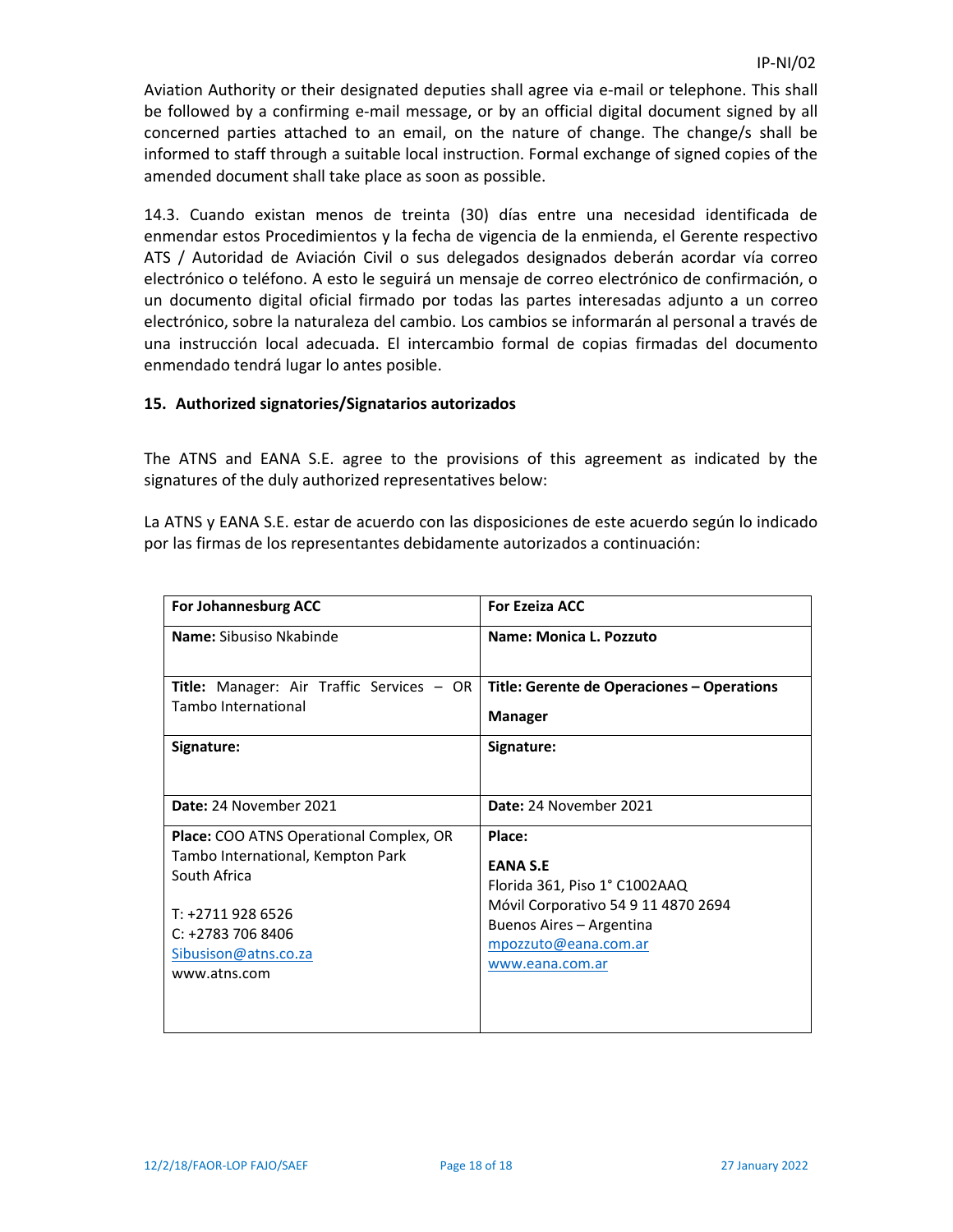Aviation Authority or their designated deputies shall agree via e-mail or telephone. This shall be followed by a confirming e-mail message, or by an official digital document signed by all concerned parties attached to an email, on the nature of change. The change/s shall be informed to staff through a suitable local instruction. Formal exchange of signed copies of the amended document shall take place as soon as possible.

14.3. Cuando existan menos de treinta (30) días entre una necesidad identificada de enmendar estos Procedimientos y la fecha de vigencia de la enmienda, el Gerente respectivo ATS / Autoridad de Aviación Civil o sus delegados designados deberán acordar vía correo electrónico o teléfono. A esto le seguirá un mensaje de correo electrónico de confirmación, o un documento digital oficial firmado por todas las partes interesadas adjunto a un correo electrónico, sobre la naturaleza del cambio. Los cambios se informarán al personal a través de una instrucción local adecuada. El intercambio formal de copias firmadas del documento enmendado tendrá lugar lo antes posible.

## 15. Authorized signatories/Signatarios autorizados

The ATNS and EANA S.E. agree to the provisions of this agreement as indicated by the signatures of the duly authorized representatives below:

La ATNS y EANA S.E. estar de acuerdo con las disposiciones de este acuerdo según lo indicado por las firmas de los representantes debidamente autorizados a continuación:

| **For Johannesburg ACC** | **For Ezeiza ACC** |
|---|---|
| **Name:** Sibusiso Nkabinde | **Name: Monica L. Pozzuto** |
| **Title:** Manager: Air Traffic Services – OR Tambo International | **Title: Gerente de Operaciones – Operations Manager** |
| **Signature:** | **Signature:** |
| **Date:** 24 November 2021 | **Date:** 24 November 2021 |
| **Place:** COO ATNS Operational Complex, OR Tambo International, Kempton Park South Africa<br><br>T: +2711 928 6526<br>C: +2783 706 8406<br>Sibusison@atns.co.za<br>www.atns.com | **Place:**<br><br>**EANA S.E**<br>Florida 361, Piso 1° C1002AAQ<br>Móvil Corporativo 54 9 11 4870 2694<br>Buenos Aires – Argentina<br>mpozzuto@eana.com.ar<br>www.eana.com.ar |